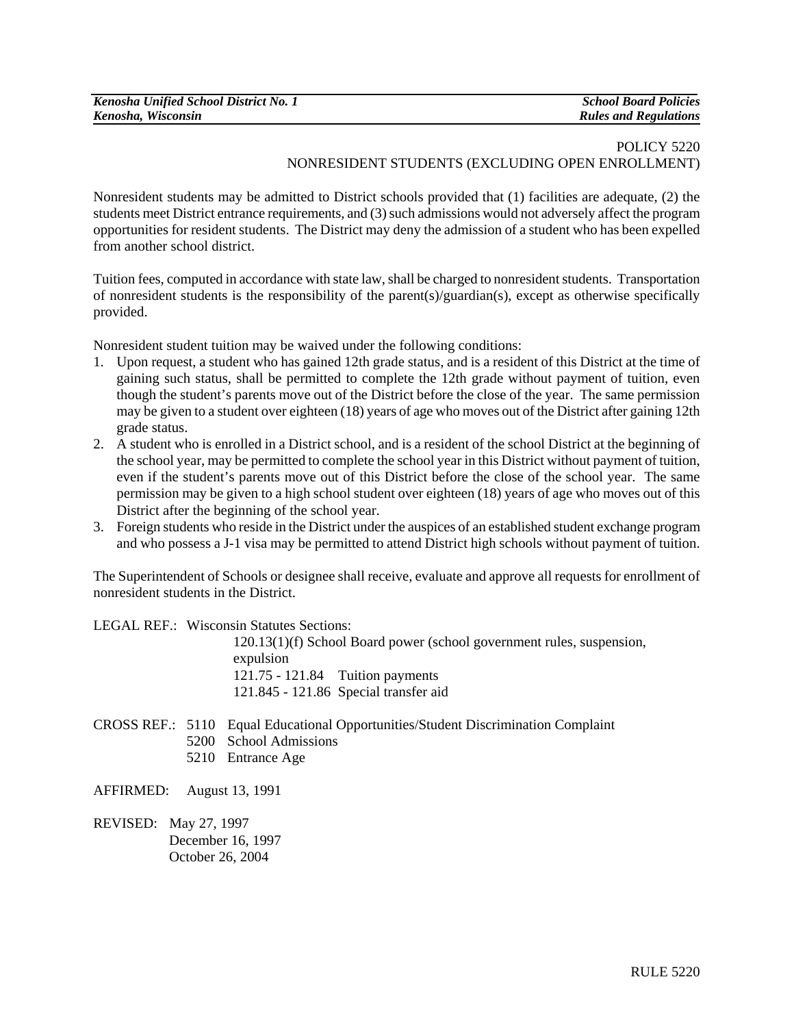POLICY 5220
NONRESIDENT STUDENTS (EXCLUDING OPEN ENROLLMENT)

Nonresident students may be admitted to District schools provided that (1) facilities are adequate, (2) the students meet District entrance requirements, and (3) such admissions would not adversely affect the program opportunities for resident students. The District may deny the admission of a student who has been expelled from another school district.

Tuition fees, computed in accordance with state law, shall be charged to nonresident students. Transportation of nonresident students is the responsibility of the parent(s)/guardian(s), except as otherwise specifically provided.

Nonresident student tuition may be waived under the following conditions:

1. Upon request, a student who has gained 12th grade status, and is a resident of this District at the time of gaining such status, shall be permitted to complete the 12th grade without payment of tuition, even though the student's parents move out of the District before the close of the year. The same permission may be given to a student over eighteen (18) years of age who moves out of the District after gaining 12th grade status.
2. A student who is enrolled in a District school, and is a resident of the school District at the beginning of the school year, may be permitted to complete the school year in this District without payment of tuition, even if the student's parents move out of this District before the close of the school year. The same permission may be given to a high school student over eighteen (18) years of age who moves out of this District after the beginning of the school year.
3. Foreign students who reside in the District under the auspices of an established student exchange program and who possess a J-1 visa may be permitted to attend District high schools without payment of tuition.

The Superintendent of Schools or designee shall receive, evaluate and approve all requests for enrollment of nonresident students in the District.

LEGAL REF.: Wisconsin Statutes Sections:
120.13(1)(f) School Board power (school government rules, suspension, expulsion
121.75 - 121.84 Tuition payments
121.845 - 121.86 Special transfer aid

CROSS REF.: 5110 Equal Educational Opportunities/Student Discrimination Complaint
5200 School Admissions
5210 Entrance Age

AFFIRMED: August 13, 1991

REVISED: May 27, 1997
December 16, 1997
October 26, 2004

RULE 5220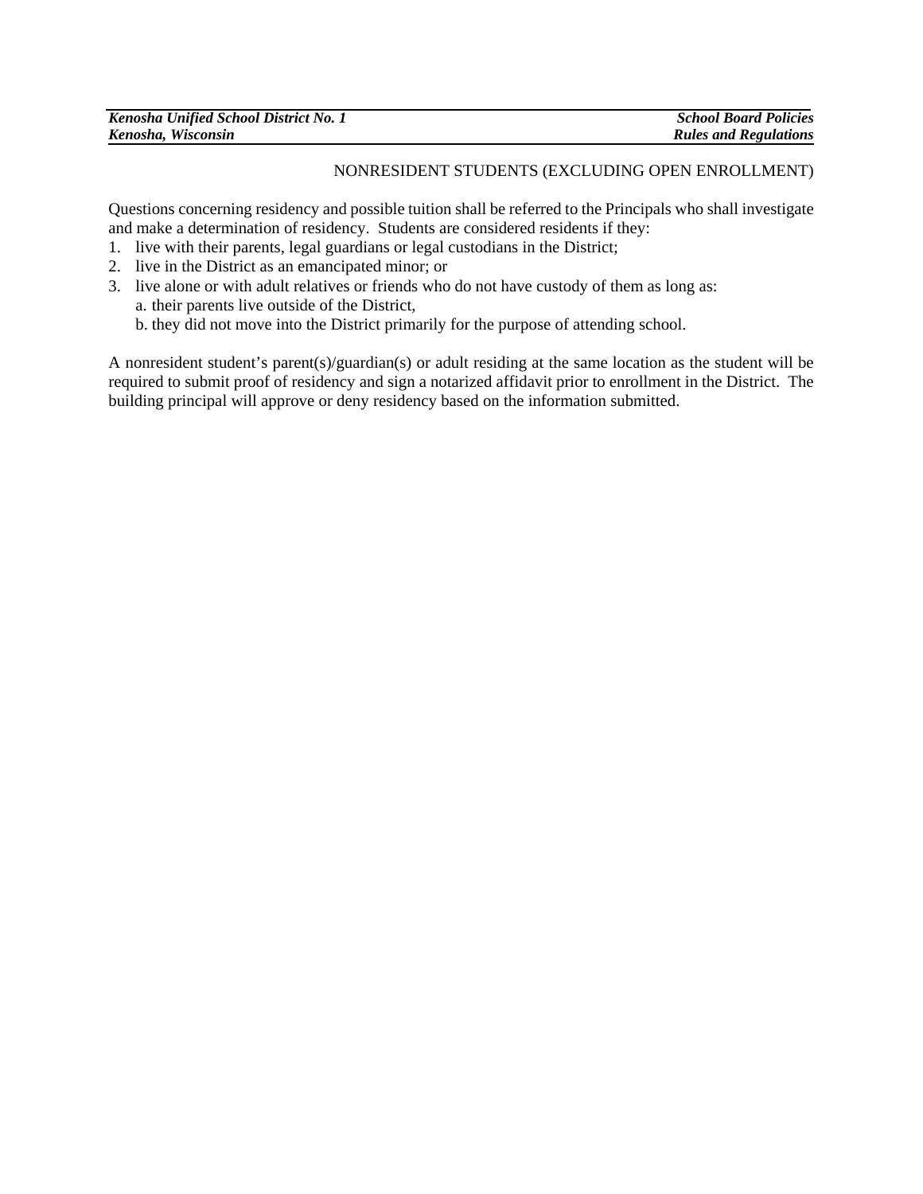## NONRESIDENT STUDENTS (EXCLUDING OPEN ENROLLMENT)

Questions concerning residency and possible tuition shall be referred to the Principals who shall investigate and make a determination of residency. Students are considered residents if they:

1. live with their parents, legal guardians or legal custodians in the District;
2. live in the District as an emancipated minor; or
3. live alone or with adult relatives or friends who do not have custody of them as long as:
   a. their parents live outside of the District,
   b. they did not move into the District primarily for the purpose of attending school.

A nonresident student's parent(s)/guardian(s) or adult residing at the same location as the student will be required to submit proof of residency and sign a notarized affidavit prior to enrollment in the District. The building principal will approve or deny residency based on the information submitted.